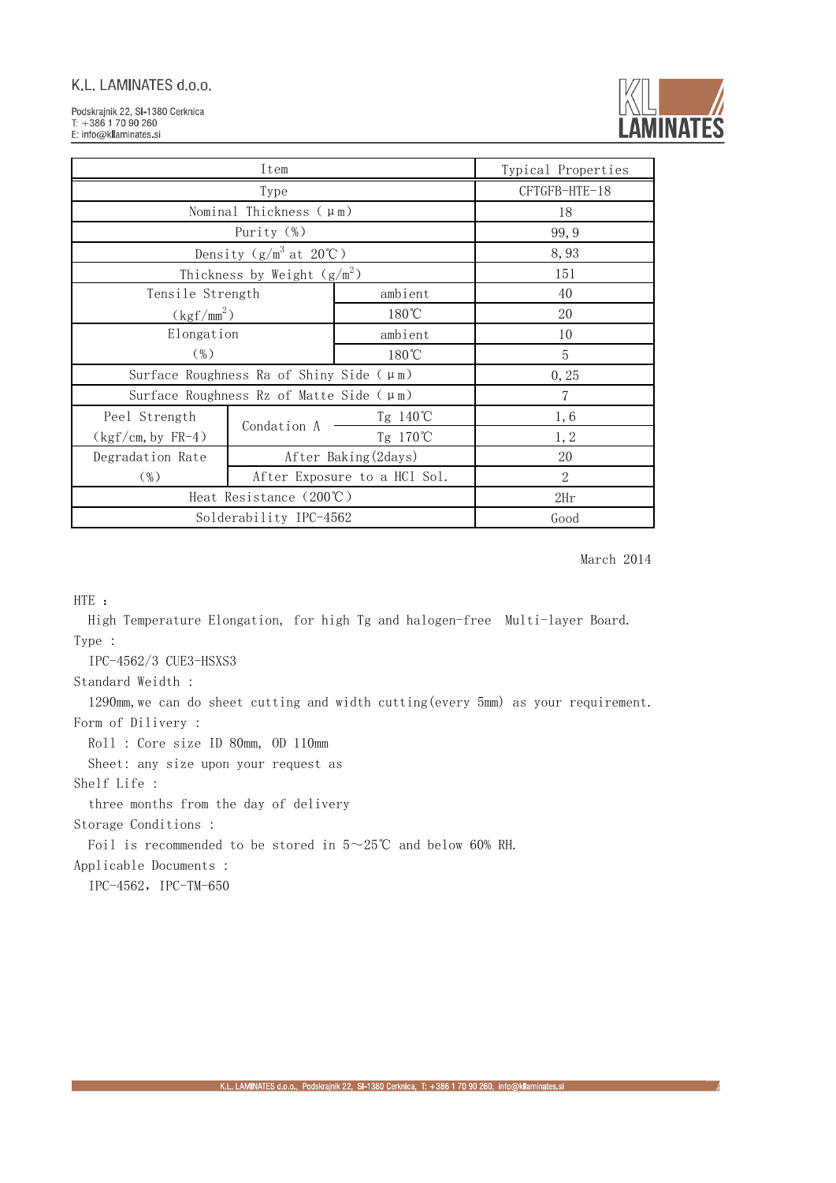K.L. LAMINATES d.o.o.

Podskrajnik 22, SI-1380 Cerknica
T: +386 1 70 90 260
E: info@kllaminates.si

| Item | | | Typical Properties |
|---|---|---|---|
| Type | | | CFTGFB-HTE-18 |
| Nominal Thickness (μm) | | | 18 |
| Purity (%) | | | 99,9 |
| Density ($g/m^3$ at 20℃) | | | 8,93 |
| Thickness by Weight ($g/m^2$) | | | 151 |
| Tensile Strength ($kgf/mm^2$) | | ambient | 40 |
| | | 180℃ | 20 |
| Elongation (%) | | ambient | 10 |
| | | 180℃ | 5 |
| Surface Roughness Ra of Shiny Side (μm) | | | 0,25 |
| Surface Roughness Rz of Matte Side (μm) | | | 7 |
| Peel Strength (kgf/cm, by FR-4) | Condation A | Tg 140℃ | 1,6 |
| | | Tg 170℃ | 1,2 |
| Degradation Rate (%) | After Baking(2days) | | 20 |
| | After Exposure to a HCl Sol. | | 2 |
| Heat Resistance (200℃) | | | 2Hr |
| Solderability IPC-4562 | | | Good |

March 2014

HTE :

High Temperature Elongation, for high Tg and halogen-free Multi-layer Board.

Type :

IPC-4562/3 CUE3-HSXS3

Standard Weidth :

1290mm, we can do sheet cutting and width cutting(every 5mm) as your requirement.

Form of Dilivery :

Roll : Core size ID 80mm, OD 110mm

Sheet: any size upon your request as

Shelf Life :

three months from the day of delivery

Storage Conditions :

Foil is recommended to be stored in 5~25℃ and below 60% RH.

Applicable Documents :

IPC-4562, IPC-TM-650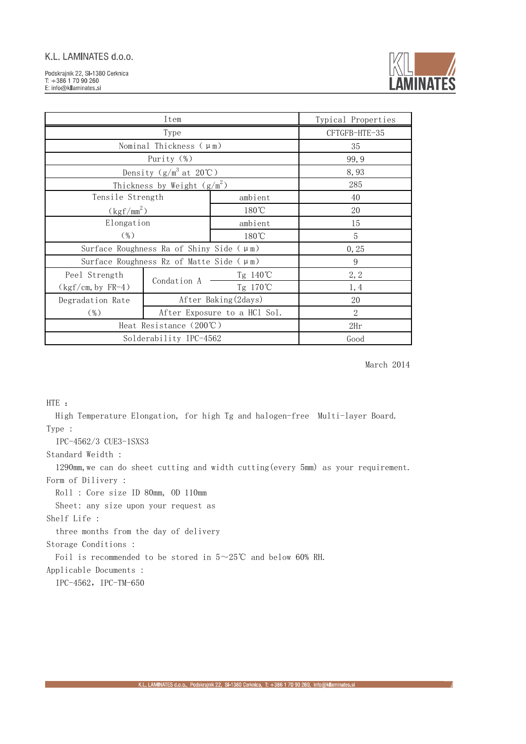K.L. LAMINATES d.o.o.

Podskrajnik 22, SI-1380 Cerknica
T: +386 1 70 90 260
E: info@kllaminates.si

| Item | | | Typical Properties |
|---|---|---|---|
| Type | | | CFTGFB-HTE-35 |
| Nominal Thickness (μm) | | | 35 |
| Purity (%) | | | 99,9 |
| Density ($g/m^3$ at 20℃) | | | 8,93 |
| Thickness by Weight ($g/m^2$) | | | 285 |
| Tensile Strength ($kgf/mm^2$) | | ambient | 40 |
| | | 180℃ | 20 |
| Elongation (%) | | ambient | 15 |
| | | 180℃ | 5 |
| Surface Roughness Ra of Shiny Side (μm) | | | 0,25 |
| Surface Roughness Rz of Matte Side (μm) | | | 9 |
| Peel Strength (kgf/cm, by FR-4) | Condation A | Tg 140℃ | 2,2 |
| | | Tg 170℃ | 1,4 |
| Degradation Rate (%) | After Baking (2days) | | 20 |
| | After Exposure to a HCl Sol. | | 2 |
| Heat Resistance (200℃) | | | 2Hr |
| Solderability IPC-4562 | | | Good |

March 2014

HTE :

High Temperature Elongation, for high Tg and halogen-free Multi-layer Board.

Type :

IPC-4562/3 CUE3-1SXS3

Standard Weidth :

1290mm, we can do sheet cutting and width cutting (every 5mm) as your requirement.

Form of Delivery :

Roll : Core size ID 80mm, OD 110mm

Sheet: any size upon your request as

Shelf Life :

three months from the day of delivery

Storage Conditions :

Foil is recommended to be stored in 5～25℃ and below 60% RH.

Applicable Documents :

IPC-4562, IPC-TM-650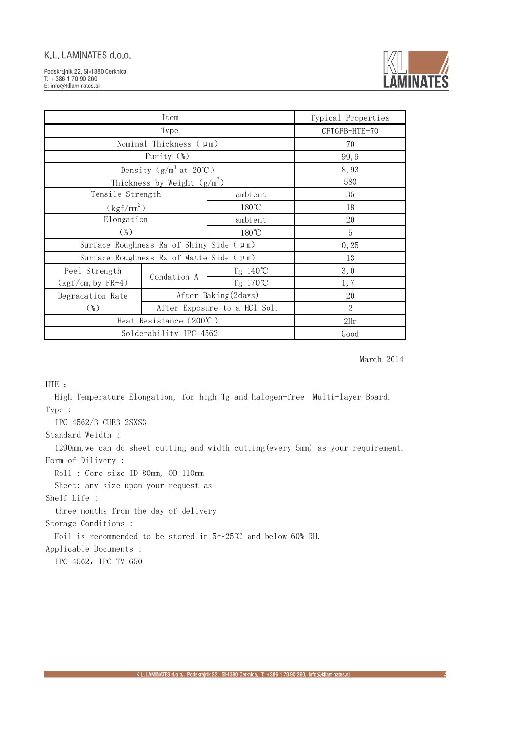K.L. LAMINATES d.o.o.

Podskrajnik 22, SI-1380 Cerknica
T: +386 1 70 90 260
E: info@kllaminates.si

| Item | | | Typical Properties |
|---|---|---|---|
| Type | | | CFTGFB-HTE-70 |
| Nominal Thickness (μm) | | | 70 |
| Purity (%) | | | 99,9 |
| Density ($g/m^3$ at 20℃) | | | 8,93 |
| Thickness by Weight ($g/m^2$) | | | 580 |
| Tensile Strength ($kgf/mm^2$) | | ambient | 35 |
| | | 180℃ | 18 |
| Elongation (%) | | ambient | 20 |
| | | 180℃ | 5 |
| Surface Roughness Ra of Shiny Side (μm) | | | 0,25 |
| Surface Roughness Rz of Matte Side (μm) | | | 13 |
| Peel Strength (kgf/cm, by FR-4) | Condation A | Tg 140℃ | 3,0 |
| | | Tg 170℃ | 1,7 |
| Degradation Rate (%) | After Baking(2days) | | 20 |
| | After Exposure to a HCl Sol. | | 2 |
| Heat Resistance (200℃) | | | 2Hr |
| Solderability IPC-4562 | | | Good |

March 2014

HTE :
High Temperature Elongation, for high Tg and halogen-free Multi-layer Board.

Type :
IPC-4562/3 CUE3-2SXS3

Standard Weidth :
1290mm, we can do sheet cutting and width cutting(every 5mm) as your requirement.

Form of Dilivery :
Roll : Core size ID 80mm, OD 110mm
Sheet: any size upon your request as

Shelf Life :
three months from the day of delivery

Storage Conditions :
Foil is recommended to be stored in 5～25℃ and below 60% RH.

Applicable Documents :
IPC-4562, IPC-TM-650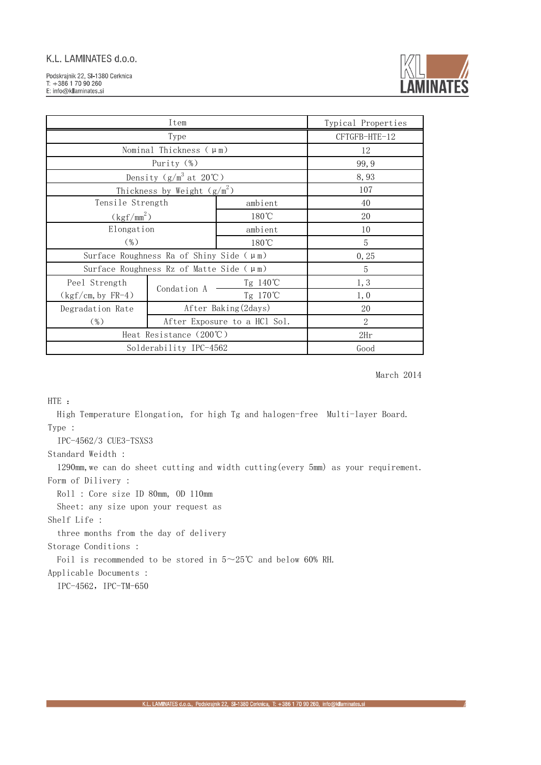K.L. LAMINATES d.o.o.

Podskrajnik 22, SI-1380 Cerknica
T: +386 1 70 90 260
E: info@kllaminates.si

| Item | | | Typical Properties |
|---|---|---|---|
| Type | | | CFTGFB-HTE-12 |
| Nominal Thickness (μm) | | | 12 |
| Purity (%) | | | 99,9 |
| Density ($g/m^3$ at 20℃) | | | 8,93 |
| Thickness by Weight ($g/m^2$) | | | 107 |
| Tensile Strength ($kgf/mm^2$) | | ambient | 40 |
| | | 180℃ | 20 |
| Elongation (%) | | ambient | 10 |
| | | 180℃ | 5 |
| Surface Roughness Ra of Shiny Side (μm) | | | 0,25 |
| Surface Roughness Rz of Matte Side (μm) | | | 5 |
| Peel Strength (kgf/cm, by FR-4) | Condation A | Tg 140℃ | 1,3 |
| | | Tg 170℃ | 1,0 |
| Degradation Rate (%) | After Baking (2days) | | 20 |
| | After Exposure to a HCl Sol. | | 2 |
| Heat Resistance (200℃) | | | 2Hr |
| Solderability IPC-4562 | | | Good |

March 2014

HTE :
High Temperature Elongation, for high Tg and halogen-free Multi-layer Board.

Type :
IPC-4562/3 CUE3-TSXS3

Standard Weidth :
1290mm, we can do sheet cutting and width cutting (every 5mm) as your requirement.

Form of Dilivery :
Roll : Core size ID 80mm, OD 110mm
Sheet: any size upon your request as

Shelf Life :
three months from the day of delivery

Storage Conditions :
Foil is recommended to be stored in 5～25℃ and below 60% RH.

Applicable Documents :
IPC-4562, IPC-TM-650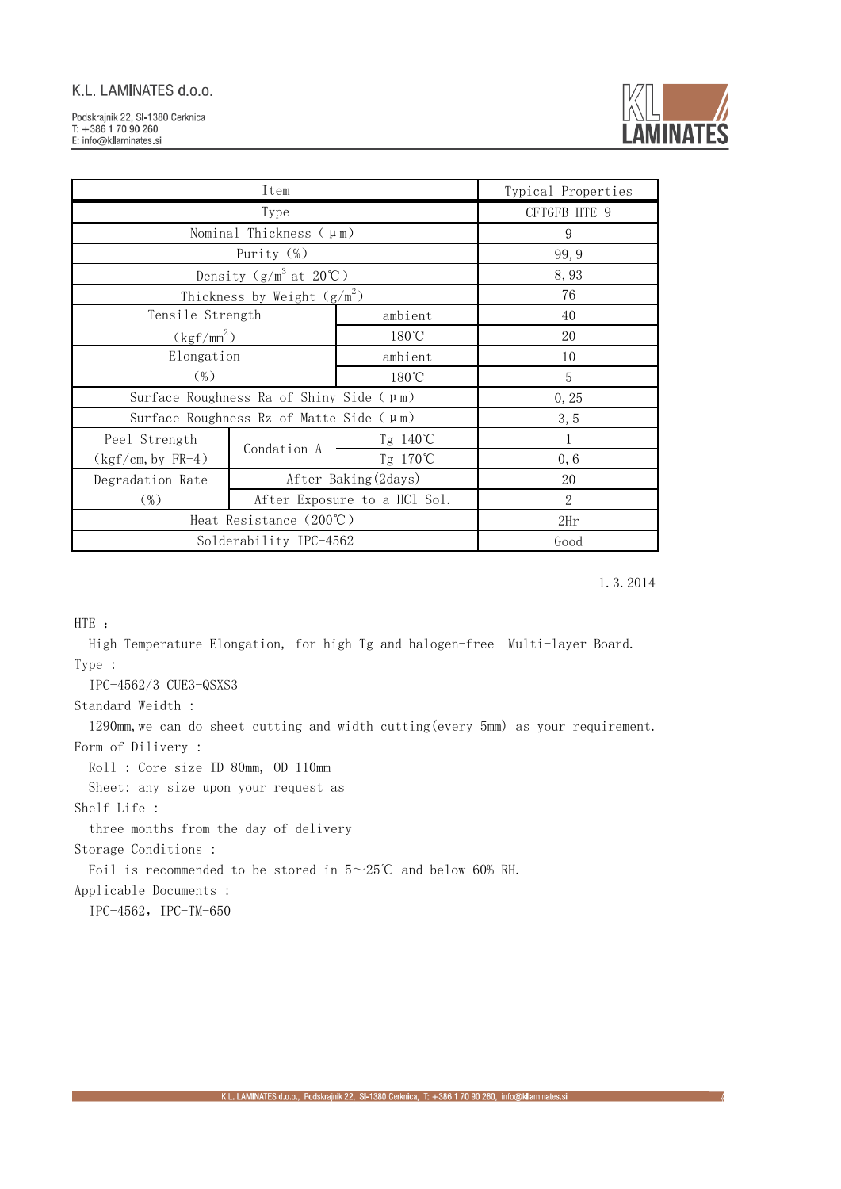K.L. LAMINATES d.o.o.

Podskrajnik 22, SI-1380 Cerknica
T: +386 1 70 90 260
E: info@kllaminates.si

| Item | | | Typical Properties |
|---|---|---|---|
| Type | | | CFTGFB-HTE-9 |
| Nominal Thickness (μm) | | | 9 |
| Purity (%) | | | 99,9 |
| Density ($g/m^3$ at 20℃) | | | 8,93 |
| Thickness by Weight ($g/m^2$) | | | 76 |
| Tensile Strength ($kgf/mm^2$) | | ambient | 40 |
| | | 180℃ | 20 |
| Elongation (%) | | ambient | 10 |
| | | 180℃ | 5 |
| Surface Roughness Ra of Shiny Side (μm) | | | 0,25 |
| Surface Roughness Rz of Matte Side (μm) | | | 3,5 |
| Peel Strength (kgf/cm, by FR-4) | Condation A | Tg 140℃ | 1 |
| | | Tg 170℃ | 0,6 |
| Degradation Rate (%) | After Baking (2days) | | 20 |
| | After Exposure to a HCl Sol. | | 2 |
| Heat Resistance (200℃) | | | 2Hr |
| Solderability IPC-4562 | | | Good |

1.3.2014

HTE :
High Temperature Elongation, for high Tg and halogen-free Multi-layer Board.

Type :
IPC-4562/3 CUE3-QSXS3

Standard Weidth :
1290mm, we can do sheet cutting and width cutting (every 5mm) as your requirement.

Form of Dilivery :
Roll : Core size ID 80mm, OD 110mm
Sheet: any size upon your request as

Shelf Life :
three months from the day of delivery

Storage Conditions :
Foil is recommended to be stored in 5～25℃ and below 60% RH.

Applicable Documents :
IPC-4562, IPC-TM-650